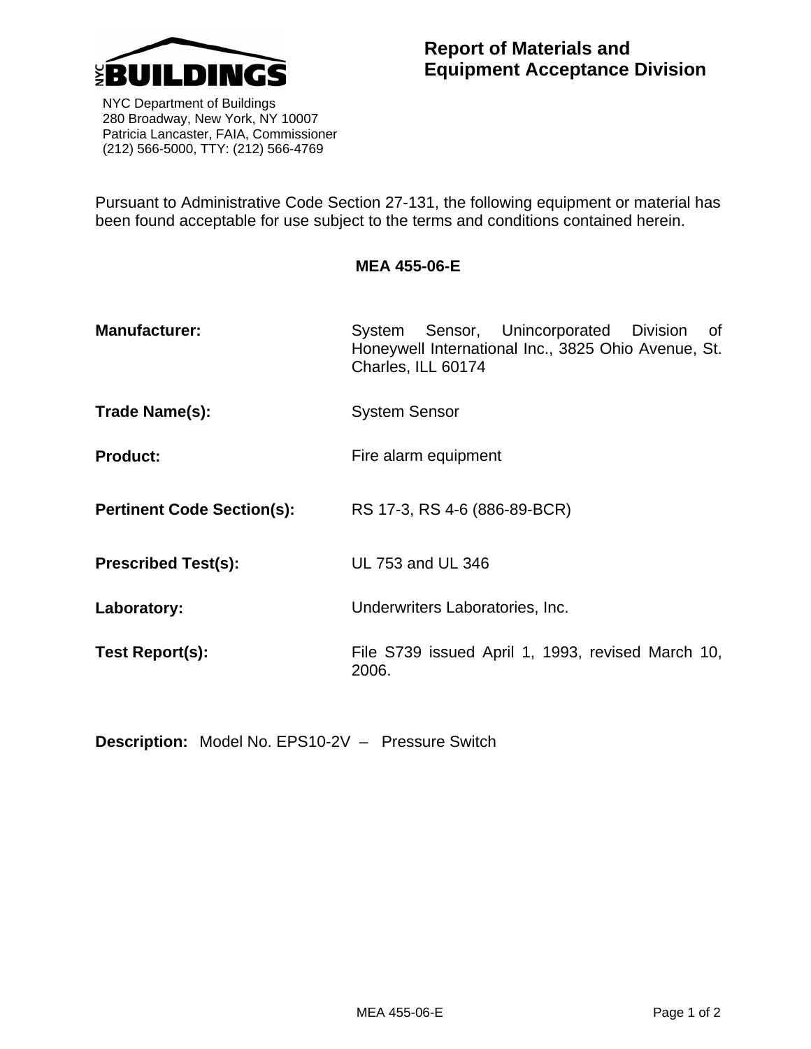NYC BUILDINGS

NYC Department of Buildings
280 Broadway, New York, NY 10007
Patricia Lancaster, FAIA, Commissioner
(212) 566-5000, TTY: (212) 566-4769

# Report of Materials and Equipment Acceptance Division

Pursuant to Administrative Code Section 27-131, the following equipment or material has been found acceptable for use subject to the terms and conditions contained herein.

## MEA 455-06-E

**Manufacturer:** System Sensor, Unincorporated Division of Honeywell International Inc., 3825 Ohio Avenue, St. Charles, ILL 60174

**Trade Name(s):** System Sensor

**Product:** Fire alarm equipment

**Pertinent Code Section(s):** RS 17-3, RS 4-6 (886-89-BCR)

**Prescribed Test(s):** UL 753 and UL 346

**Laboratory:** Underwriters Laboratories, Inc.

**Test Report(s):** File S739 issued April 1, 1993, revised March 10, 2006.

**Description:** Model No. EPS10-2V – Pressure Switch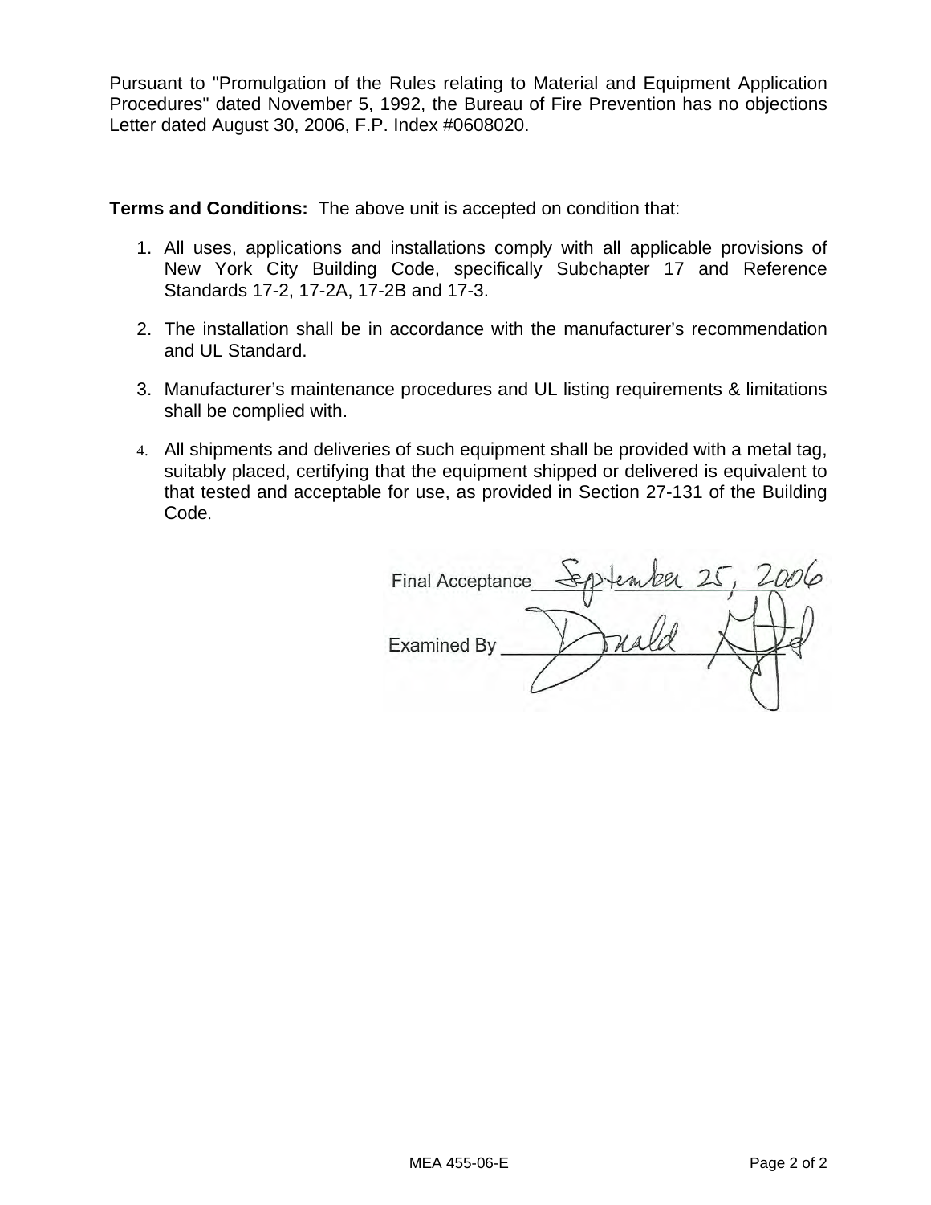Pursuant to "Promulgation of the Rules relating to Material and Equipment Application Procedures" dated November 5, 1992, the Bureau of Fire Prevention has no objections Letter dated August 30, 2006, F.P. Index #0608020.

**Terms and Conditions:** The above unit is accepted on condition that:

1. All uses, applications and installations comply with all applicable provisions of New York City Building Code, specifically Subchapter 17 and Reference Standards 17-2, 17-2A, 17-2B and 17-3.
2. The installation shall be in accordance with the manufacturer's recommendation and UL Standard.
3. Manufacturer's maintenance procedures and UL listing requirements & limitations shall be complied with.
4. All shipments and deliveries of such equipment shall be provided with a metal tag, suitably placed, certifying that the equipment shipped or delivered is equivalent to that tested and acceptable for use, as provided in Section 27-131 of the Building Code.

Final Acceptance September 25, 2006

Examined By Donald

MEA 455-06-E